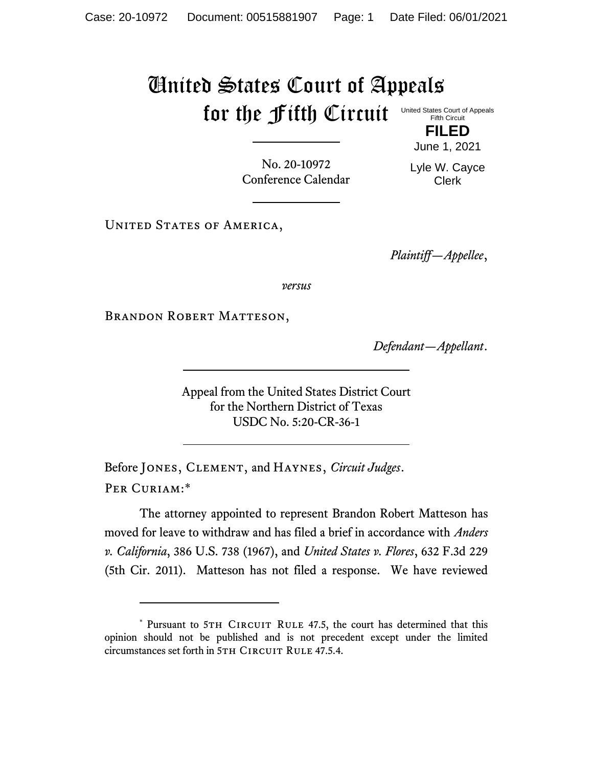# United States Court of Appeals for the Fifth Circuit

United States Court of Appeals
Fifth Circuit

**FILED**

June 1, 2021

Lyle W. Cayce
Clerk

No. 20-10972
Conference Calendar

United States of America,

*Plaintiff—Appellee*,

*versus*

Brandon Robert Matteson,

*Defendant—Appellant*.

Appeal from the United States District Court
for the Northern District of Texas
USDC No. 5:20-CR-36-1

Before Jones, Clement, and Haynes, *Circuit Judges*.

Per Curiam:*

The attorney appointed to represent Brandon Robert Matteson has moved for leave to withdraw and has filed a brief in accordance with *Anders v. California*, 386 U.S. 738 (1967), and *United States v. Flores*, 632 F.3d 229 (5th Cir. 2011). Matteson has not filed a response. We have reviewed

---

\* Pursuant to 5th Circuit Rule 47.5, the court has determined that this opinion should not be published and is not precedent except under the limited circumstances set forth in 5th Circuit Rule 47.5.4.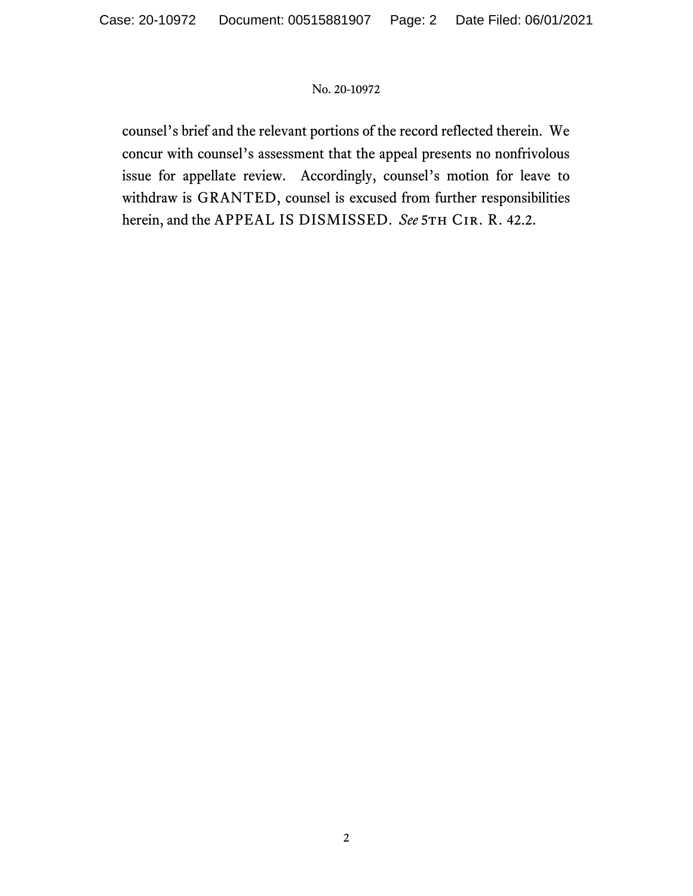counsel's brief and the relevant portions of the record reflected therein. We concur with counsel's assessment that the appeal presents no nonfrivolous issue for appellate review. Accordingly, counsel's motion for leave to withdraw is GRANTED, counsel is excused from further responsibilities herein, and the APPEAL IS DISMISSED. *See* 5TH CIR. R. 42.2.